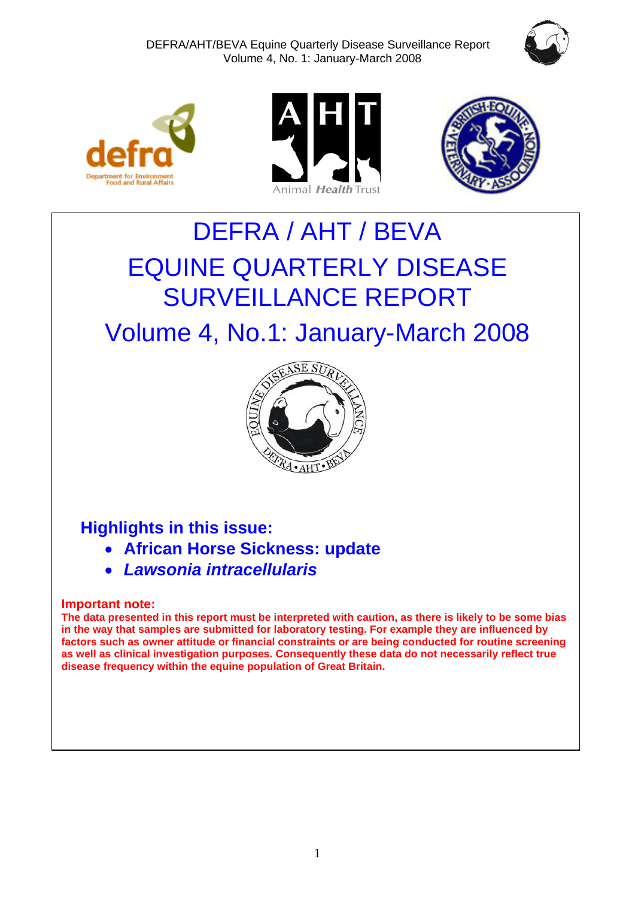# DEFRA / AHT / BEVA

# EQUINE QUARTERLY DISEASE SURVEILLANCE REPORT

## Volume 4, No.1: January-March 2008

### Highlights in this issue:

- **African Horse Sickness: update**
- ***Lawsonia intracellularis***

**Important note:**

**The data presented in this report must be interpreted with caution, as there is likely to be some bias in the way that samples are submitted for laboratory testing. For example they are influenced by factors such as owner attitude or financial constraints or are being conducted for routine screening as well as clinical investigation purposes. Consequently these data do not necessarily reflect true disease frequency within the equine population of Great Britain.**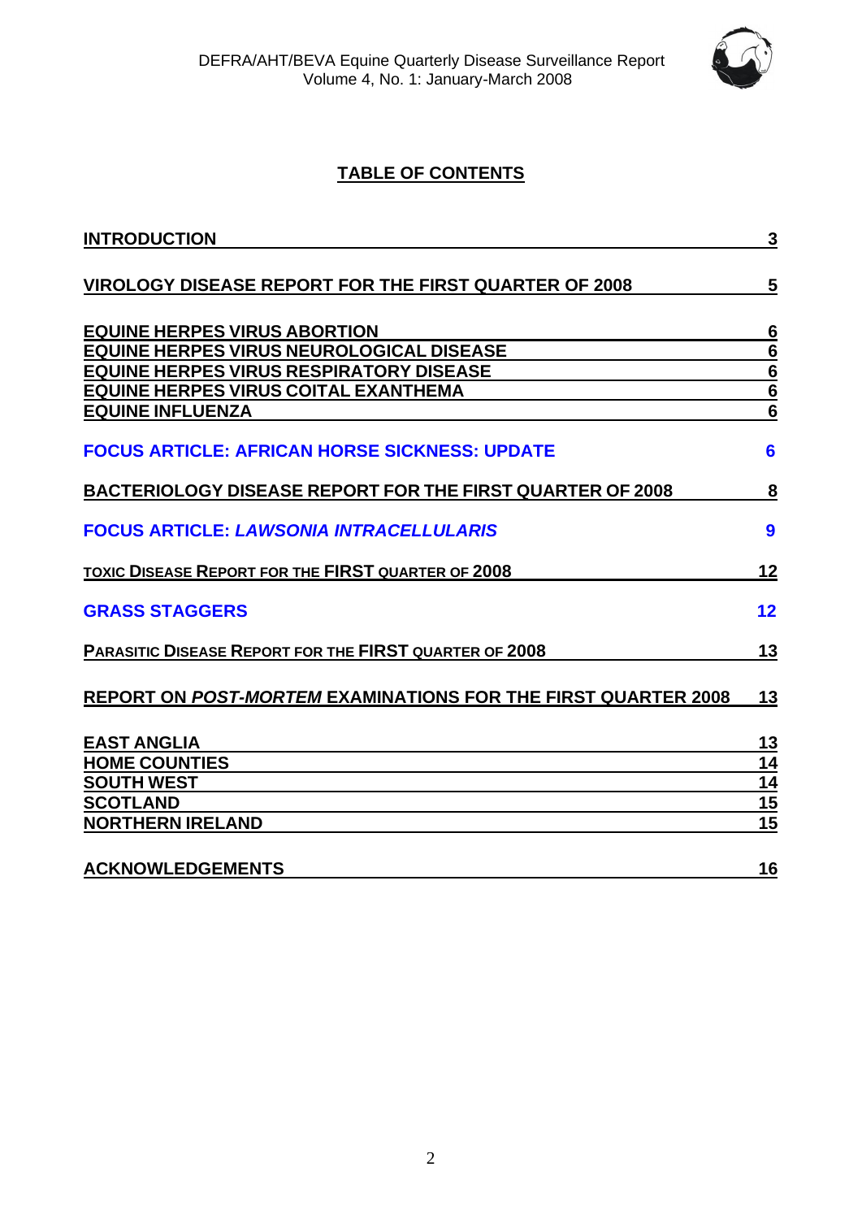## TABLE OF CONTENTS

| | |
|---|---|
| INTRODUCTION | 3 |
| VIROLOGY DISEASE REPORT FOR THE FIRST QUARTER OF 2008 | 5 |
| EQUINE HERPES VIRUS ABORTION | 6 |
| EQUINE HERPES VIRUS NEUROLOGICAL DISEASE | 6 |
| EQUINE HERPES VIRUS RESPIRATORY DISEASE | 6 |
| EQUINE HERPES VIRUS COITAL EXANTHEMA | 6 |
| EQUINE INFLUENZA | 6 |
| FOCUS ARTICLE: AFRICAN HORSE SICKNESS: UPDATE | 6 |
| BACTERIOLOGY DISEASE REPORT FOR THE FIRST QUARTER OF 2008 | 8 |
| FOCUS ARTICLE: *LAWSONIA INTRACELLULARIS* | 9 |
| TOXIC DISEASE REPORT FOR THE FIRST QUARTER OF 2008 | 12 |
| GRASS STAGGERS | 12 |
| PARASITIC DISEASE REPORT FOR THE FIRST QUARTER OF 2008 | 13 |
| REPORT ON *POST-MORTEM* EXAMINATIONS FOR THE FIRST QUARTER 2008 | 13 |
| EAST ANGLIA | 13 |
| HOME COUNTIES | 14 |
| SOUTH WEST | 14 |
| SCOTLAND | 15 |
| NORTHERN IRELAND | 15 |
| ACKNOWLEDGEMENTS | 16 |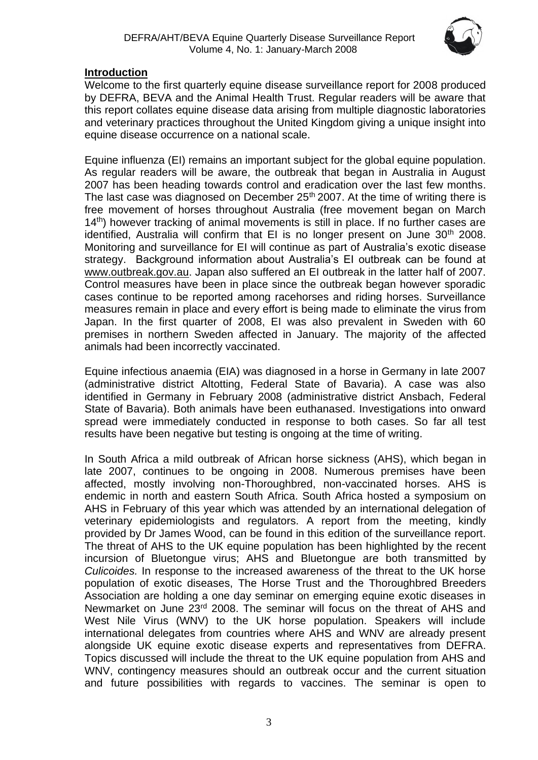## Introduction

Welcome to the first quarterly equine disease surveillance report for 2008 produced by DEFRA, BEVA and the Animal Health Trust. Regular readers will be aware that this report collates equine disease data arising from multiple diagnostic laboratories and veterinary practices throughout the United Kingdom giving a unique insight into equine disease occurrence on a national scale.

Equine influenza (EI) remains an important subject for the global equine population. As regular readers will be aware, the outbreak that began in Australia in August 2007 has been heading towards control and eradication over the last few months. The last case was diagnosed on December 25th 2007. At the time of writing there is free movement of horses throughout Australia (free movement began on March 14th) however tracking of animal movements is still in place. If no further cases are identified, Australia will confirm that EI is no longer present on June 30th 2008. Monitoring and surveillance for EI will continue as part of Australia's exotic disease strategy. Background information about Australia's EI outbreak can be found at www.outbreak.gov.au. Japan also suffered an EI outbreak in the latter half of 2007. Control measures have been in place since the outbreak began however sporadic cases continue to be reported among racehorses and riding horses. Surveillance measures remain in place and every effort is being made to eliminate the virus from Japan. In the first quarter of 2008, EI was also prevalent in Sweden with 60 premises in northern Sweden affected in January. The majority of the affected animals had been incorrectly vaccinated.

Equine infectious anaemia (EIA) was diagnosed in a horse in Germany in late 2007 (administrative district Altotting, Federal State of Bavaria). A case was also identified in Germany in February 2008 (administrative district Ansbach, Federal State of Bavaria). Both animals have been euthanased. Investigations into onward spread were immediately conducted in response to both cases. So far all test results have been negative but testing is ongoing at the time of writing.

In South Africa a mild outbreak of African horse sickness (AHS), which began in late 2007, continues to be ongoing in 2008. Numerous premises have been affected, mostly involving non-Thoroughbred, non-vaccinated horses. AHS is endemic in north and eastern South Africa. South Africa hosted a symposium on AHS in February of this year which was attended by an international delegation of veterinary epidemiologists and regulators. A report from the meeting, kindly provided by Dr James Wood, can be found in this edition of the surveillance report. The threat of AHS to the UK equine population has been highlighted by the recent incursion of Bluetongue virus; AHS and Bluetongue are both transmitted by *Culicoides.* In response to the increased awareness of the threat to the UK horse population of exotic diseases, The Horse Trust and the Thoroughbred Breeders Association are holding a one day seminar on emerging equine exotic diseases in Newmarket on June 23rd 2008. The seminar will focus on the threat of AHS and West Nile Virus (WNV) to the UK horse population. Speakers will include international delegates from countries where AHS and WNV are already present alongside UK equine exotic disease experts and representatives from DEFRA. Topics discussed will include the threat to the UK equine population from AHS and WNV, contingency measures should an outbreak occur and the current situation and future possibilities with regards to vaccines. The seminar is open to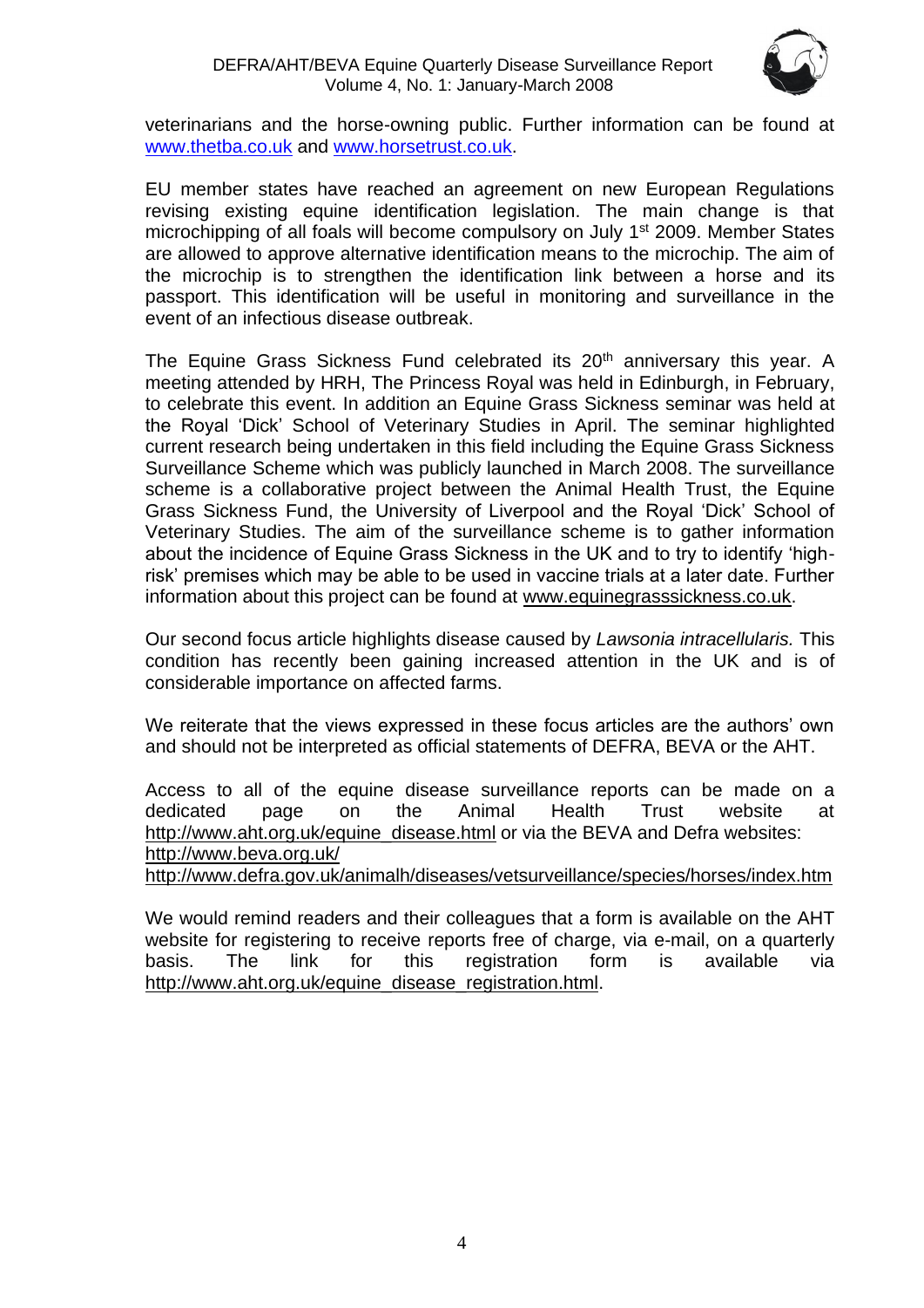veterinarians and the horse-owning public. Further information can be found at www.thetba.co.uk and www.horsetrust.co.uk.

EU member states have reached an agreement on new European Regulations revising existing equine identification legislation. The main change is that microchipping of all foals will become compulsory on July 1st 2009. Member States are allowed to approve alternative identification means to the microchip. The aim of the microchip is to strengthen the identification link between a horse and its passport. This identification will be useful in monitoring and surveillance in the event of an infectious disease outbreak.

The Equine Grass Sickness Fund celebrated its 20th anniversary this year. A meeting attended by HRH, The Princess Royal was held in Edinburgh, in February, to celebrate this event. In addition an Equine Grass Sickness seminar was held at the Royal 'Dick' School of Veterinary Studies in April. The seminar highlighted current research being undertaken in this field including the Equine Grass Sickness Surveillance Scheme which was publicly launched in March 2008. The surveillance scheme is a collaborative project between the Animal Health Trust, the Equine Grass Sickness Fund, the University of Liverpool and the Royal 'Dick' School of Veterinary Studies. The aim of the surveillance scheme is to gather information about the incidence of Equine Grass Sickness in the UK and to try to identify 'high-risk' premises which may be able to be used in vaccine trials at a later date. Further information about this project can be found at www.equinegrasssickness.co.uk.

Our second focus article highlights disease caused by *Lawsonia intracellularis.* This condition has recently been gaining increased attention in the UK and is of considerable importance on affected farms.

We reiterate that the views expressed in these focus articles are the authors' own and should not be interpreted as official statements of DEFRA, BEVA or the AHT.

Access to all of the equine disease surveillance reports can be made on a dedicated page on the Animal Health Trust website at http://www.aht.org.uk/equine_disease.html or via the BEVA and Defra websites:
http://www.beva.org.uk/
http://www.defra.gov.uk/animalh/diseases/vetsurveillance/species/horses/index.htm

We would remind readers and their colleagues that a form is available on the AHT website for registering to receive reports free of charge, via e-mail, on a quarterly basis. The link for this registration form is available via http://www.aht.org.uk/equine_disease_registration.html.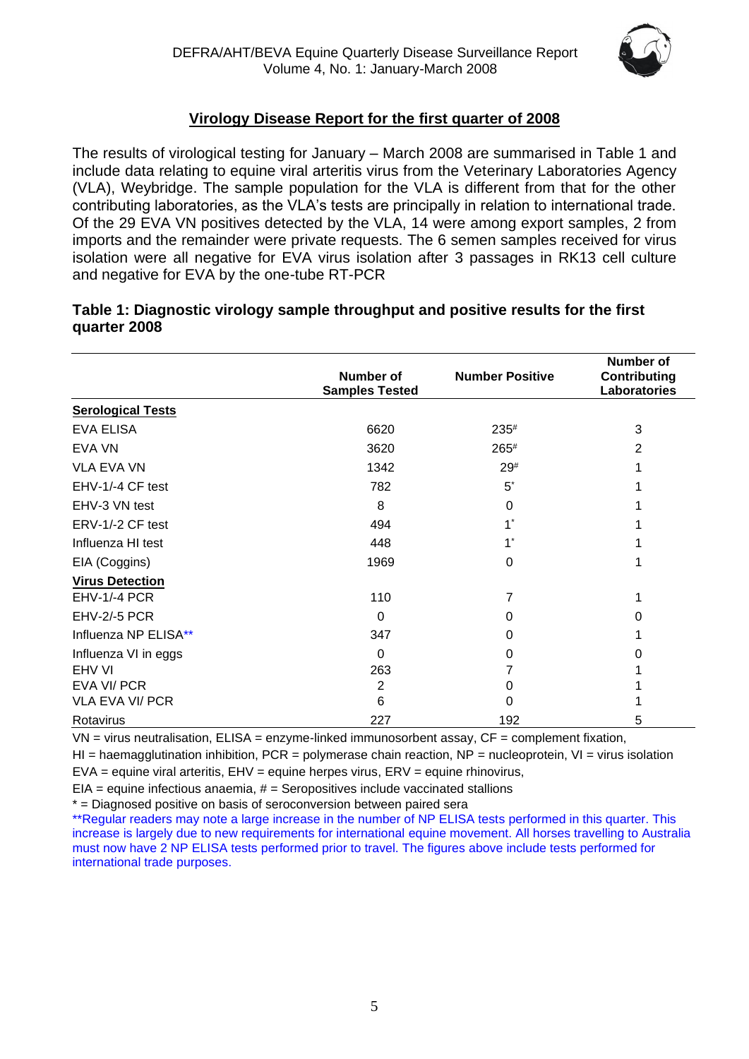## Virology Disease Report for the first quarter of 2008

The results of virological testing for January – March 2008 are summarised in Table 1 and include data relating to equine viral arteritis virus from the Veterinary Laboratories Agency (VLA), Weybridge. The sample population for the VLA is different from that for the other contributing laboratories, as the VLA's tests are principally in relation to international trade. Of the 29 EVA VN positives detected by the VLA, 14 were among export samples, 2 from imports and the remainder were private requests. The 6 semen samples received for virus isolation were all negative for EVA virus isolation after 3 passages in RK13 cell culture and negative for EVA by the one-tube RT-PCR

**Table 1: Diagnostic virology sample throughput and positive results for the first quarter 2008**

| | Number of Samples Tested | Number Positive | Number of Contributing Laboratories |
|---|---|---|---|
| **Serological Tests** | | | |
| EVA ELISA | 6620 | 235# | 3 |
| EVA VN | 3620 | 265# | 2 |
| VLA EVA VN | 1342 | 29# | 1 |
| EHV-1/-4 CF test | 782 | 5* | 1 |
| EHV-3 VN test | 8 | 0 | 1 |
| ERV-1/-2 CF test | 494 | 1* | 1 |
| Influenza HI test | 448 | 1* | 1 |
| EIA (Coggins) | 1969 | 0 | 1 |
| **Virus Detection** | | | |
| EHV-1/-4 PCR | 110 | 7 | 1 |
| EHV-2/-5 PCR | 0 | 0 | 0 |
| Influenza NP ELISA** | 347 | 0 | 1 |
| Influenza VI in eggs | 0 | 0 | 0 |
| EHV VI | 263 | 7 | 1 |
| EVA VI/ PCR | 2 | 0 | 1 |
| VLA EVA VI/ PCR | 6 | 0 | 1 |
| Rotavirus | 227 | 192 | 5 |

VN = virus neutralisation, ELISA = enzyme-linked immunosorbent assay, CF = complement fixation,
HI = haemagglutination inhibition, PCR = polymerase chain reaction, NP = nucleoprotein, VI = virus isolation
EVA = equine viral arteritis, EHV = equine herpes virus, ERV = equine rhinovirus,
EIA = equine infectious anaemia, # = Seropositives include vaccinated stallions
* = Diagnosed positive on basis of seroconversion between paired sera
**Regular readers may note a large increase in the number of NP ELISA tests performed in this quarter. This increase is largely due to new requirements for international equine movement. All horses travelling to Australia must now have 2 NP ELISA tests performed prior to travel. The figures above include tests performed for international trade purposes.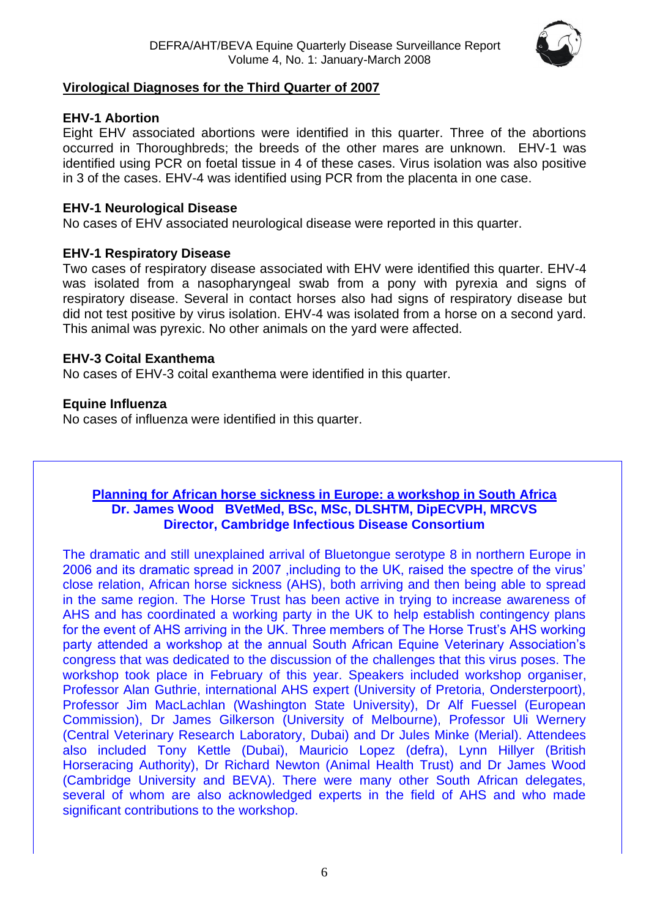## Virological Diagnoses for the Third Quarter of 2007

### EHV-1 Abortion

Eight EHV associated abortions were identified in this quarter. Three of the abortions occurred in Thoroughbreds; the breeds of the other mares are unknown. EHV-1 was identified using PCR on foetal tissue in 4 of these cases. Virus isolation was also positive in 3 of the cases. EHV-4 was identified using PCR from the placenta in one case.

### EHV-1 Neurological Disease

No cases of EHV associated neurological disease were reported in this quarter.

### EHV-1 Respiratory Disease

Two cases of respiratory disease associated with EHV were identified this quarter. EHV-4 was isolated from a nasopharyngeal swab from a pony with pyrexia and signs of respiratory disease. Several in contact horses also had signs of respiratory disease but did not test positive by virus isolation. EHV-4 was isolated from a horse on a second yard. This animal was pyrexic. No other animals on the yard were affected.

### EHV-3 Coital Exanthema

No cases of EHV-3 coital exanthema were identified in this quarter.

### Equine Influenza

No cases of influenza were identified in this quarter.

## Planning for African horse sickness in Europe: a workshop in South Africa

**Dr. James Wood BVetMed, BSc, MSc, DLSHTM, DipECVPH, MRCVS**
**Director, Cambridge Infectious Disease Consortium**

The dramatic and still unexplained arrival of Bluetongue serotype 8 in northern Europe in 2006 and its dramatic spread in 2007 ,including to the UK, raised the spectre of the virus' close relation, African horse sickness (AHS), both arriving and then being able to spread in the same region. The Horse Trust has been active in trying to increase awareness of AHS and has coordinated a working party in the UK to help establish contingency plans for the event of AHS arriving in the UK. Three members of The Horse Trust's AHS working party attended a workshop at the annual South African Equine Veterinary Association's congress that was dedicated to the discussion of the challenges that this virus poses. The workshop took place in February of this year. Speakers included workshop organiser, Professor Alan Guthrie, international AHS expert (University of Pretoria, Onderstepoort), Professor Jim MacLachlan (Washington State University), Dr Alf Fuessel (European Commission), Dr James Gilkerson (University of Melbourne), Professor Uli Wernery (Central Veterinary Research Laboratory, Dubai) and Dr Jules Minke (Merial). Attendees also included Tony Kettle (Dubai), Mauricio Lopez (defra), Lynn Hillyer (British Horseracing Authority), Dr Richard Newton (Animal Health Trust) and Dr James Wood (Cambridge University and BEVA). There were many other South African delegates, several of whom are also acknowledged experts in the field of AHS and who made significant contributions to the workshop.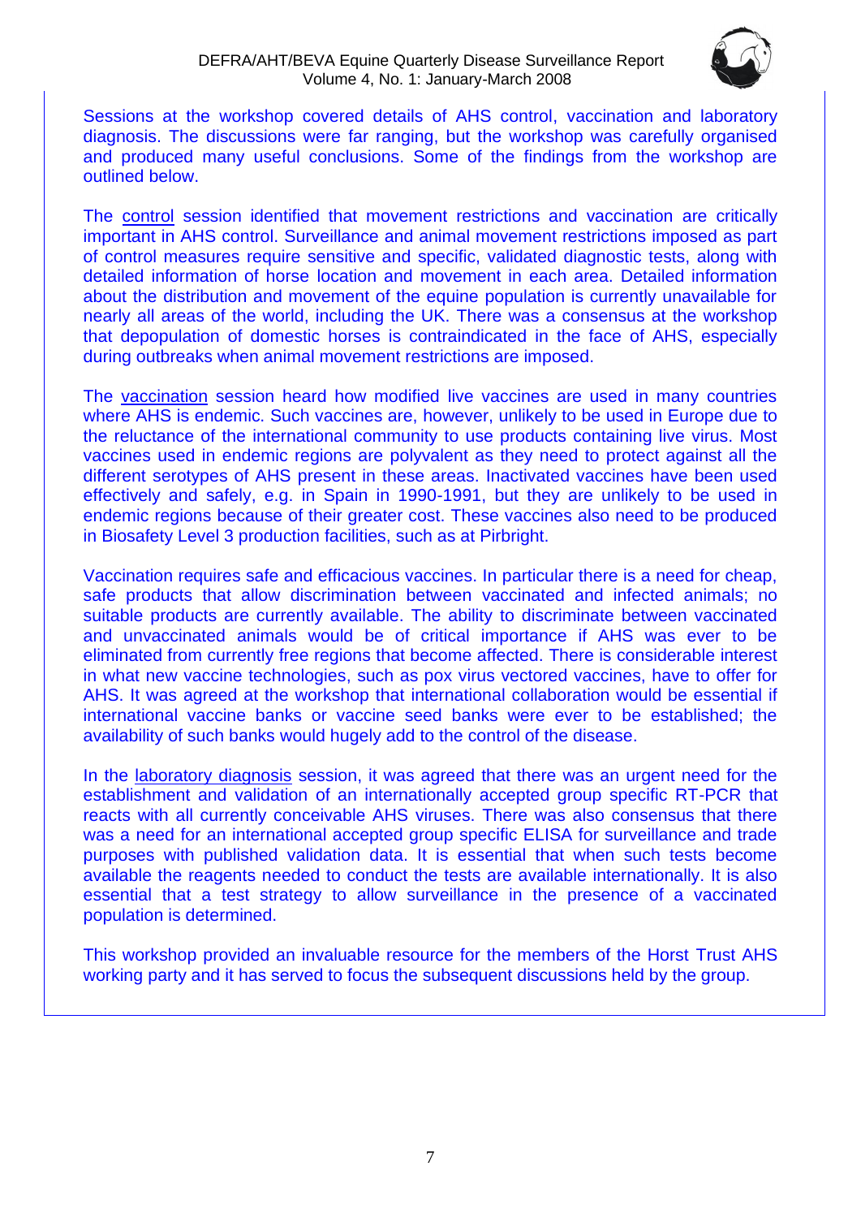Sessions at the workshop covered details of AHS control, vaccination and laboratory diagnosis. The discussions were far ranging, but the workshop was carefully organised and produced many useful conclusions. Some of the findings from the workshop are outlined below.

The control session identified that movement restrictions and vaccination are critically important in AHS control. Surveillance and animal movement restrictions imposed as part of control measures require sensitive and specific, validated diagnostic tests, along with detailed information of horse location and movement in each area. Detailed information about the distribution and movement of the equine population is currently unavailable for nearly all areas of the world, including the UK. There was a consensus at the workshop that depopulation of domestic horses is contraindicated in the face of AHS, especially during outbreaks when animal movement restrictions are imposed.

The vaccination session heard how modified live vaccines are used in many countries where AHS is endemic. Such vaccines are, however, unlikely to be used in Europe due to the reluctance of the international community to use products containing live virus. Most vaccines used in endemic regions are polyvalent as they need to protect against all the different serotypes of AHS present in these areas. Inactivated vaccines have been used effectively and safely, e.g. in Spain in 1990-1991, but they are unlikely to be used in endemic regions because of their greater cost. These vaccines also need to be produced in Biosafety Level 3 production facilities, such as at Pirbright.

Vaccination requires safe and efficacious vaccines. In particular there is a need for cheap, safe products that allow discrimination between vaccinated and infected animals; no suitable products are currently available. The ability to discriminate between vaccinated and unvaccinated animals would be of critical importance if AHS was ever to be eliminated from currently free regions that become affected. There is considerable interest in what new vaccine technologies, such as pox virus vectored vaccines, have to offer for AHS. It was agreed at the workshop that international collaboration would be essential if international vaccine banks or vaccine seed banks were ever to be established; the availability of such banks would hugely add to the control of the disease.

In the laboratory diagnosis session, it was agreed that there was an urgent need for the establishment and validation of an internationally accepted group specific RT-PCR that reacts with all currently conceivable AHS viruses. There was also consensus that there was a need for an international accepted group specific ELISA for surveillance and trade purposes with published validation data. It is essential that when such tests become available the reagents needed to conduct the tests are available internationally. It is also essential that a test strategy to allow surveillance in the presence of a vaccinated population is determined.

This workshop provided an invaluable resource for the members of the Horst Trust AHS working party and it has served to focus the subsequent discussions held by the group.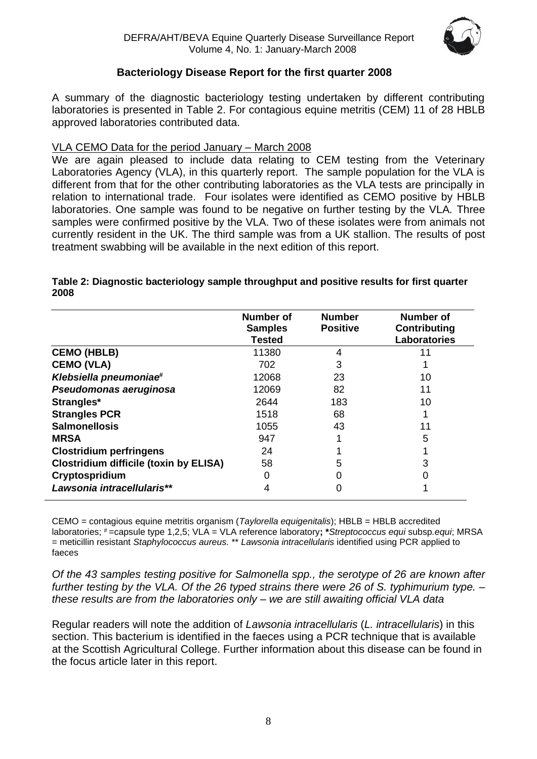## Bacteriology Disease Report for the first quarter 2008

A summary of the diagnostic bacteriology testing undertaken by different contributing laboratories is presented in Table 2. For contagious equine metritis (CEM) 11 of 28 HBLB approved laboratories contributed data.

VLA CEMO Data for the period January – March 2008

We are again pleased to include data relating to CEM testing from the Veterinary Laboratories Agency (VLA), in this quarterly report. The sample population for the VLA is different from that for the other contributing laboratories as the VLA tests are principally in relation to international trade. Four isolates were identified as CEMO positive by HBLB laboratories. One sample was found to be negative on further testing by the VLA. Three samples were confirmed positive by the VLA. Two of these isolates were from animals not currently resident in the UK. The third sample was from a UK stallion. The results of post treatment swabbing will be available in the next edition of this report.

**Table 2: Diagnostic bacteriology sample throughput and positive results for first quarter 2008**

| | Number of Samples Tested | Number Positive | Number of Contributing Laboratories |
|---|---|---|---|
| **CEMO (HBLB)** | 11380 | 4 | 11 |
| **CEMO (VLA)** | 702 | 3 | 1 |
| ***Klebsiella pneumoniae*#** | 12068 | 23 | 10 |
| ***Pseudomonas aeruginosa*** | 12069 | 82 | 11 |
| **Strangles*** | 2644 | 183 | 10 |
| **Strangles PCR** | 1518 | 68 | 1 |
| **Salmonellosis** | 1055 | 43 | 11 |
| **MRSA** | 947 | 1 | 5 |
| **Clostridium perfringens** | 24 | 1 | 1 |
| **Clostridium difficile (toxin by ELISA)** | 58 | 5 | 3 |
| **Cryptospridium** | 0 | 0 | 0 |
| ***Lawsonia intracellularis*\*\*** | 4 | 0 | 1 |

CEMO = contagious equine metritis organism (*Taylorella equigenitalis*); HBLB = HBLB accredited laboratories; # =capsule type 1,2,5; VLA = VLA reference laboratory**;** ***Streptococcus equi** subsp.*equi*; MRSA = meticillin resistant *Staphylococcus aureus.* ** *Lawsonia intracellularis* identified using PCR applied to faeces

*Of the 43 samples testing positive for Salmonella spp., the serotype of 26 are known after further testing by the VLA. Of the 26 typed strains there were 26 of S. typhimurium type. – these results are from the laboratories only – we are still awaiting official VLA data*

Regular readers will note the addition of *Lawsonia intracellularis* (*L. intracellularis*) in this section. This bacterium is identified in the faeces using a PCR technique that is available at the Scottish Agricultural College. Further information about this disease can be found in the focus article later in this report.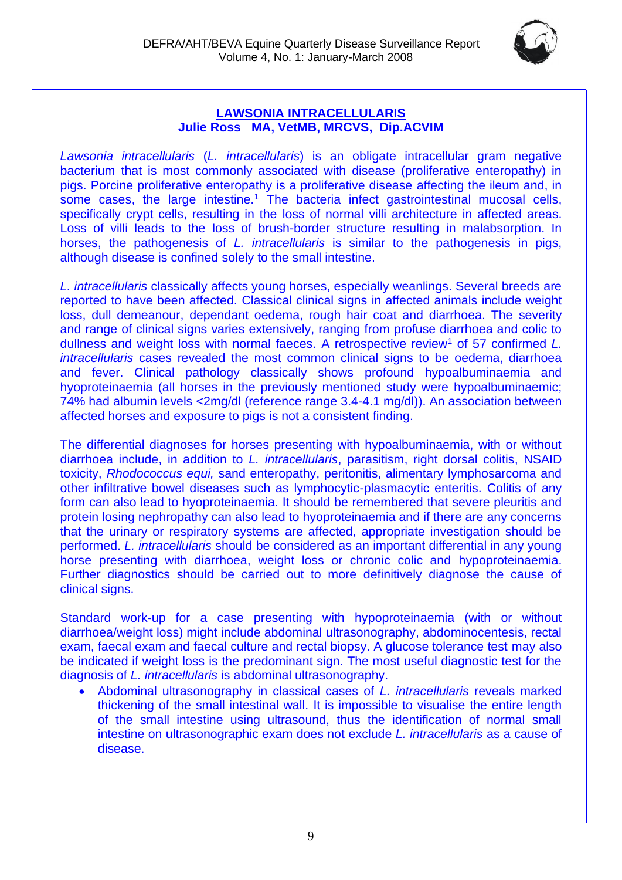## LAWSONIA INTRACELLULARIS

**Julie Ross MA, VetMB, MRCVS, Dip.ACVIM**

*Lawsonia intracellularis* (*L. intracellularis*) is an obligate intracellular gram negative bacterium that is most commonly associated with disease (proliferative enteropathy) in pigs. Porcine proliferative enteropathy is a proliferative disease affecting the ileum and, in some cases, the large intestine.[1] The bacteria infect gastrointestinal mucosal cells, specifically crypt cells, resulting in the loss of normal villi architecture in affected areas. Loss of villi leads to the loss of brush-border structure resulting in malabsorption. In horses, the pathogenesis of *L. intracellularis* is similar to the pathogenesis in pigs, although disease is confined solely to the small intestine.

*L. intracellularis* classically affects young horses, especially weanlings. Several breeds are reported to have been affected. Classical clinical signs in affected animals include weight loss, dull demeanour, dependant oedema, rough hair coat and diarrhoea. The severity and range of clinical signs varies extensively, ranging from profuse diarrhoea and colic to dullness and weight loss with normal faeces. A retrospective review[1] of 57 confirmed *L. intracellularis* cases revealed the most common clinical signs to be oedema, diarrhoea and fever. Clinical pathology classically shows profound hypoalbuminaemia and hyoproteinaemia (all horses in the previously mentioned study were hypoalbuminaemic; 74% had albumin levels <2mg/dl (reference range 3.4-4.1 mg/dl)). An association between affected horses and exposure to pigs is not a consistent finding.

The differential diagnoses for horses presenting with hypoalbuminaemia, with or without diarrhoea include, in addition to *L. intracellularis*, parasitism, right dorsal colitis, NSAID toxicity, *Rhodococcus equi,* sand enteropathy, peritonitis, alimentary lymphosarcoma and other infiltrative bowel diseases such as lymphocytic-plasmacytic enteritis. Colitis of any form can also lead to hyoproteinaemia. It should be remembered that severe pleuritis and protein losing nephropathy can also lead to hyoproteinaemia and if there are any concerns that the urinary or respiratory systems are affected, appropriate investigation should be performed. *L. intracellularis* should be considered as an important differential in any young horse presenting with diarrhoea, weight loss or chronic colic and hypoproteinaemia. Further diagnostics should be carried out to more definitively diagnose the cause of clinical signs.

Standard work-up for a case presenting with hypoproteinaemia (with or without diarrhoea/weight loss) might include abdominal ultrasonography, abdominocentesis, rectal exam, faecal exam and faecal culture and rectal biopsy. A glucose tolerance test may also be indicated if weight loss is the predominant sign. The most useful diagnostic test for the diagnosis of *L. intracellularis* is abdominal ultrasonography.

- Abdominal ultrasonography in classical cases of *L. intracellularis* reveals marked thickening of the small intestinal wall. It is impossible to visualise the entire length of the small intestine using ultrasound, thus the identification of normal small intestine on ultrasonographic exam does not exclude *L. intracellularis* as a cause of disease.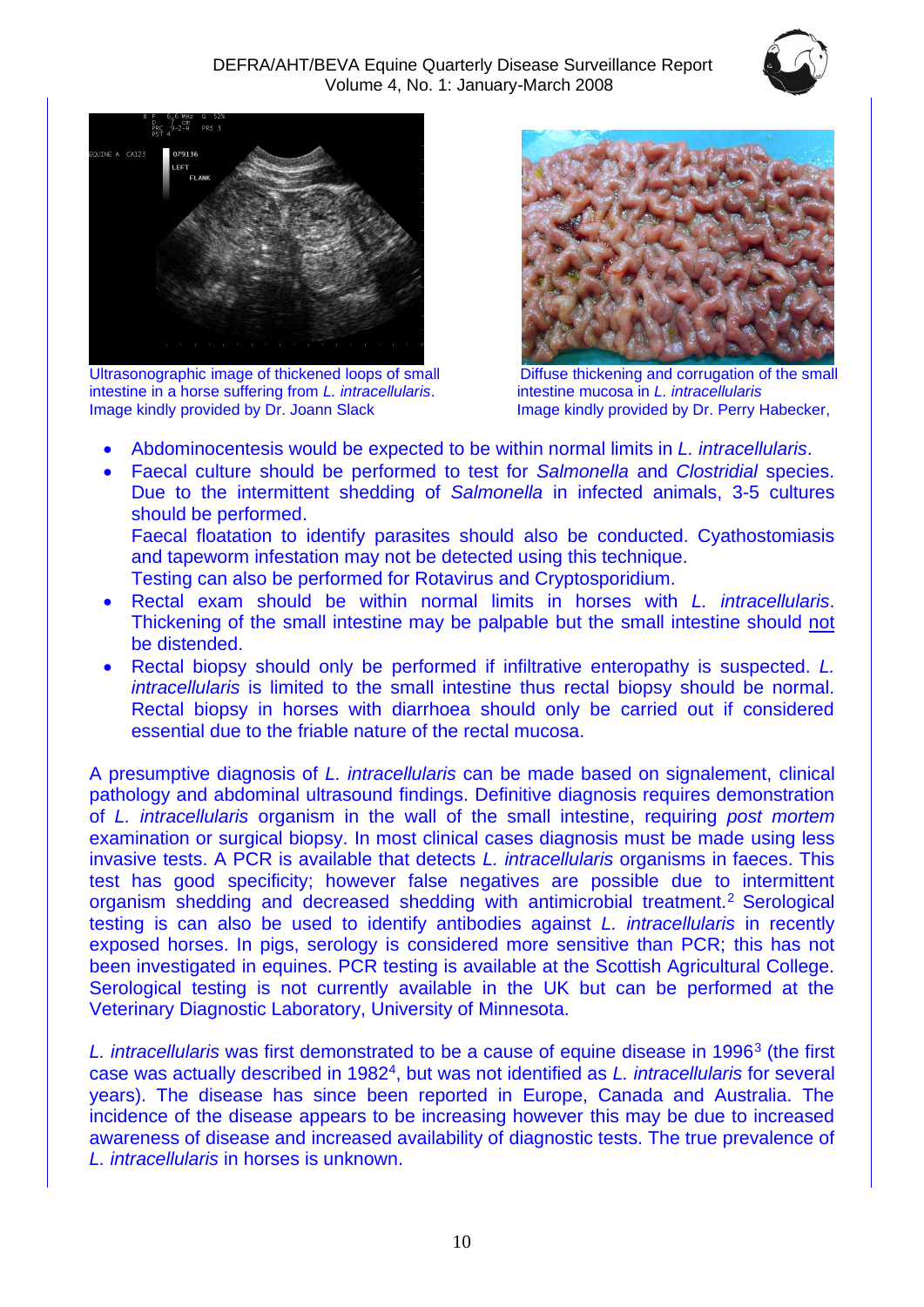Ultrasonographic image of thickened loops of small intestine in a horse suffering from *L. intracellularis*. Image kindly provided by Dr. Joann Slack

Diffuse thickening and corrugation of the small intestine mucosa in *L. intracellularis*
Image kindly provided by Dr. Perry Habecker,

- Abdominocentesis would be expected to be within normal limits in *L. intracellularis*.
- Faecal culture should be performed to test for *Salmonella* and *Clostridial* species. Due to the intermittent shedding of *Salmonella* in infected animals, 3-5 cultures should be performed.
  Faecal floatation to identify parasites should also be conducted. Cyathostomiasis and tapeworm infestation may not be detected using this technique.
  Testing can also be performed for Rotavirus and Cryptosporidium.
- Rectal exam should be within normal limits in horses with *L. intracellularis*. Thickening of the small intestine may be palpable but the small intestine should not be distended.
- Rectal biopsy should only be performed if infiltrative enteropathy is suspected. *L. intracellularis* is limited to the small intestine thus rectal biopsy should be normal. Rectal biopsy in horses with diarrhoea should only be carried out if considered essential due to the friable nature of the rectal mucosa.

A presumptive diagnosis of *L. intracellularis* can be made based on signalement, clinical pathology and abdominal ultrasound findings. Definitive diagnosis requires demonstration of *L. intracellularis* organism in the wall of the small intestine, requiring *post mortem* examination or surgical biopsy. In most clinical cases diagnosis must be made using less invasive tests. A PCR is available that detects *L. intracellularis* organisms in faeces. This test has good specificity; however false negatives are possible due to intermittent organism shedding and decreased shedding with antimicrobial treatment.[2] Serological testing is can also be used to identify antibodies against *L. intracellularis* in recently exposed horses. In pigs, serology is considered more sensitive than PCR; this has not been investigated in equines. PCR testing is available at the Scottish Agricultural College. Serological testing is not currently available in the UK but can be performed at the Veterinary Diagnostic Laboratory, University of Minnesota.

*L. intracellularis* was first demonstrated to be a cause of equine disease in 1996[3] (the first case was actually described in 1982[4], but was not identified as *L. intracellularis* for several years). The disease has since been reported in Europe, Canada and Australia. The incidence of the disease appears to be increasing however this may be due to increased awareness of disease and increased availability of diagnostic tests. The true prevalence of *L. intracellularis* in horses is unknown.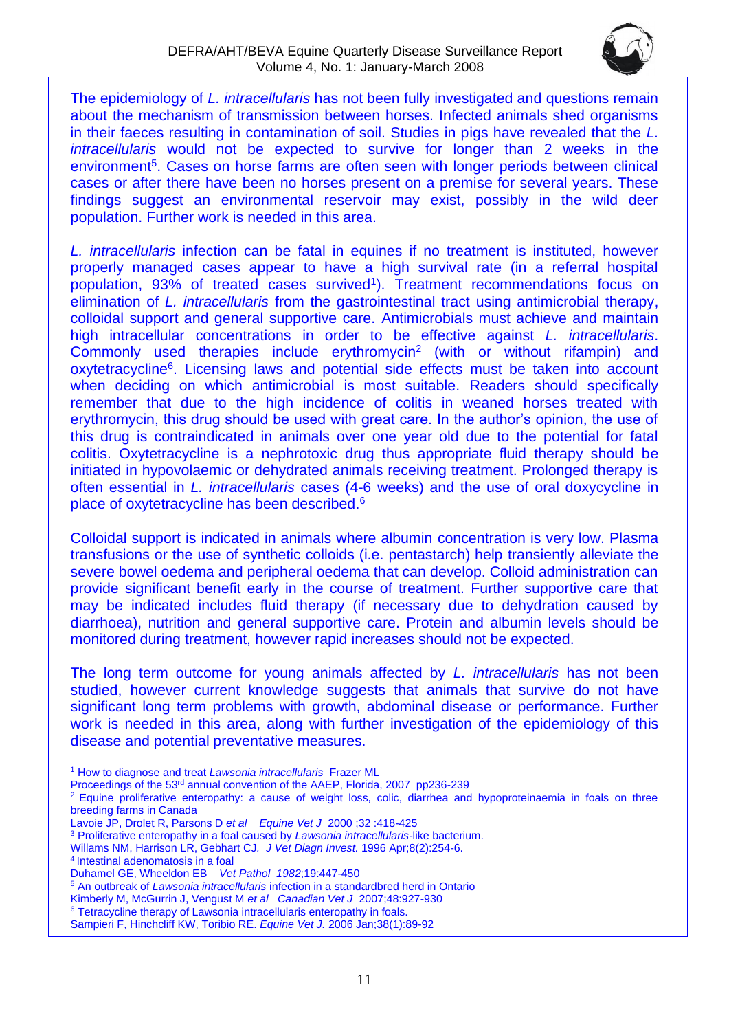The epidemiology of *L. intracellularis* has not been fully investigated and questions remain about the mechanism of transmission between horses. Infected animals shed organisms in their faeces resulting in contamination of soil. Studies in pigs have revealed that the *L. intracellularis* would not be expected to survive for longer than 2 weeks in the environment[5]. Cases on horse farms are often seen with longer periods between clinical cases or after there have been no horses present on a premise for several years. These findings suggest an environmental reservoir may exist, possibly in the wild deer population. Further work is needed in this area.

*L. intracellularis* infection can be fatal in equines if no treatment is instituted, however properly managed cases appear to have a high survival rate (in a referral hospital population, 93% of treated cases survived[1]). Treatment recommendations focus on elimination of *L. intracellularis* from the gastrointestinal tract using antimicrobial therapy, colloidal support and general supportive care. Antimicrobials must achieve and maintain high intracellular concentrations in order to be effective against *L. intracellularis*. Commonly used therapies include erythromycin[2] (with or without rifampin) and oxytetracycline[6]. Licensing laws and potential side effects must be taken into account when deciding on which antimicrobial is most suitable. Readers should specifically remember that due to the high incidence of colitis in weaned horses treated with erythromycin, this drug should be used with great care. In the author's opinion, the use of this drug is contraindicated in animals over one year old due to the potential for fatal colitis. Oxytetracycline is a nephrotoxic drug thus appropriate fluid therapy should be initiated in hypovolaemic or dehydrated animals receiving treatment. Prolonged therapy is often essential in *L. intracellularis* cases (4-6 weeks) and the use of oral doxycycline in place of oxytetracycline has been described.[6]

Colloidal support is indicated in animals where albumin concentration is very low. Plasma transfusions or the use of synthetic colloids (i.e. pentastarch) help transiently alleviate the severe bowel oedema and peripheral oedema that can develop. Colloid administration can provide significant benefit early in the course of treatment. Further supportive care that may be indicated includes fluid therapy (if necessary due to dehydration caused by diarrhoea), nutrition and general supportive care. Protein and albumin levels should be monitored during treatment, however rapid increases should not be expected.

The long term outcome for young animals affected by *L. intracellularis* has not been studied, however current knowledge suggests that animals that survive do not have significant long term problems with growth, abdominal disease or performance. Further work is needed in this area, along with further investigation of the epidemiology of this disease and potential preventative measures.

[1] How to diagnose and treat *Lawsonia intracellularis* Frazer ML
Proceedings of the 53rd annual convention of the AAEP, Florida, 2007 pp236-239
[2] Equine proliferative enteropathy: a cause of weight loss, colic, diarrhea and hypoproteinaemia in foals on three breeding farms in Canada
Lavoie JP, Drolet R, Parsons D *et al* *Equine Vet J* 2000 ;32 :418-425
[3] Proliferative enteropathy in a foal caused by *Lawsonia intracellularis*-like bacterium.
Willams NM, Harrison LR, Gebhart CJ. *J Vet Diagn Invest.* 1996 Apr;8(2):254-6.
[4] Intestinal adenomatosis in a foal
Duhamel GE, Wheeldon EB *Vet Pathol 1982*;19:447-450
[5] An outbreak of *Lawsonia intracellularis* infection in a standardbred herd in Ontario
Kimberly M, McGurrin J, Vengust M *et al* *Canadian Vet J* 2007;48:927-930
[6] Tetracycline therapy of Lawsonia intracellularis enteropathy in foals.
Sampieri F, Hinchcliff KW, Toribio RE. *Equine Vet J.* 2006 Jan;38(1):89-92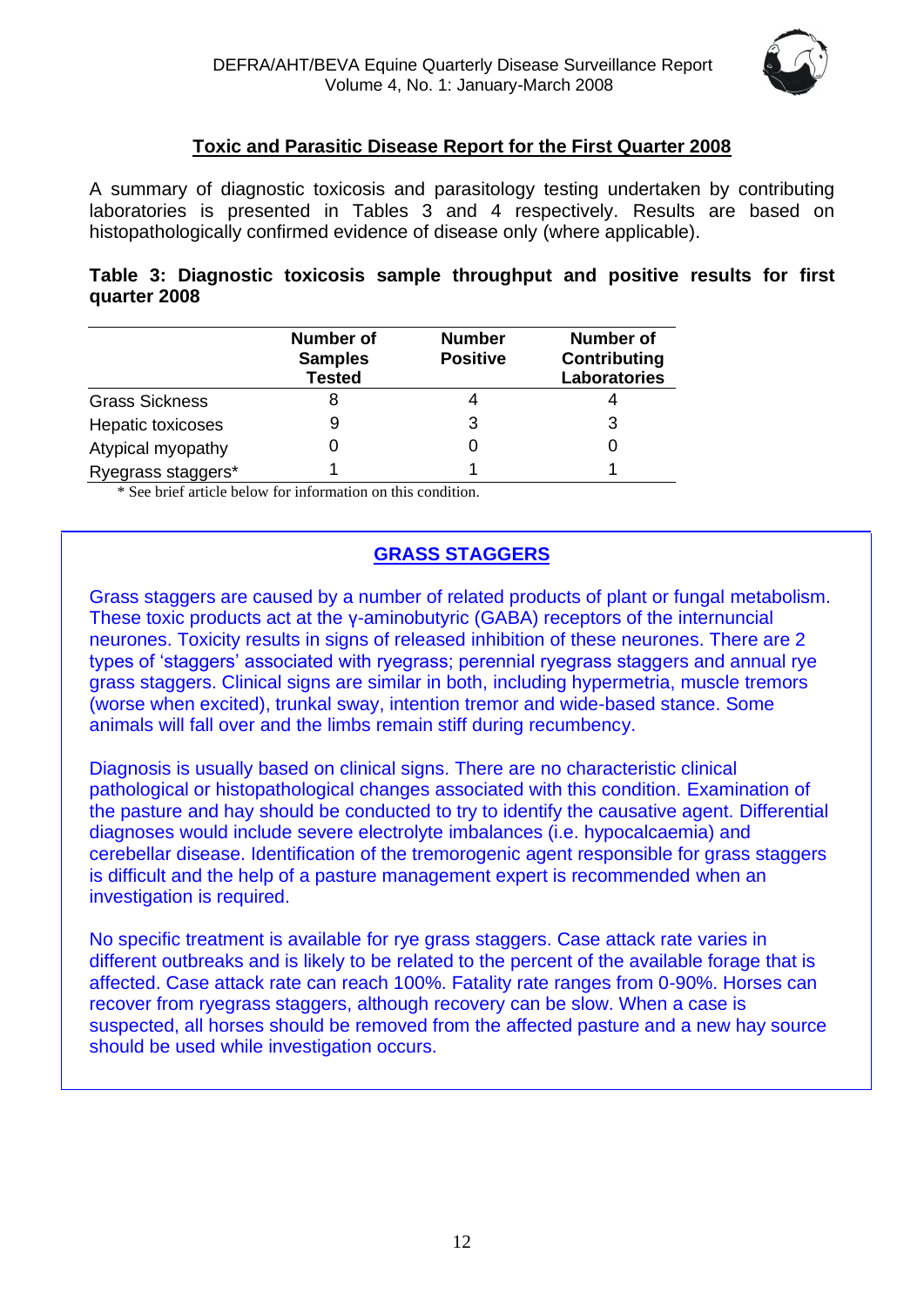## Toxic and Parasitic Disease Report for the First Quarter 2008

A summary of diagnostic toxicosis and parasitology testing undertaken by contributing laboratories is presented in Tables 3 and 4 respectively. Results are based on histopathologically confirmed evidence of disease only (where applicable).

**Table 3: Diagnostic toxicosis sample throughput and positive results for first quarter 2008**

| | Number of Samples Tested | Number Positive | Number of Contributing Laboratories |
|---|---|---|---|
| Grass Sickness | 8 | 4 | 4 |
| Hepatic toxicoses | 9 | 3 | 3 |
| Atypical myopathy | 0 | 0 | 0 |
| Ryegrass staggers* | 1 | 1 | 1 |

\* See brief article below for information on this condition.

### GRASS STAGGERS

Grass staggers are caused by a number of related products of plant or fungal metabolism. These toxic products act at the γ-aminobutyric (GABA) receptors of the internuncial neurones. Toxicity results in signs of released inhibition of these neurones. There are 2 types of 'staggers' associated with ryegrass; perennial ryegrass staggers and annual rye grass staggers. Clinical signs are similar in both, including hypermetria, muscle tremors (worse when excited), trunkal sway, intention tremor and wide-based stance. Some animals will fall over and the limbs remain stiff during recumbency.

Diagnosis is usually based on clinical signs. There are no characteristic clinical pathological or histopathological changes associated with this condition. Examination of the pasture and hay should be conducted to try to identify the causative agent. Differential diagnoses would include severe electrolyte imbalances (i.e. hypocalcaemia) and cerebellar disease. Identification of the tremorogenic agent responsible for grass staggers is difficult and the help of a pasture management expert is recommended when an investigation is required.

No specific treatment is available for rye grass staggers. Case attack rate varies in different outbreaks and is likely to be related to the percent of the available forage that is affected. Case attack rate can reach 100%. Fatality rate ranges from 0-90%. Horses can recover from ryegrass staggers, although recovery can be slow. When a case is suspected, all horses should be removed from the affected pasture and a new hay source should be used while investigation occurs.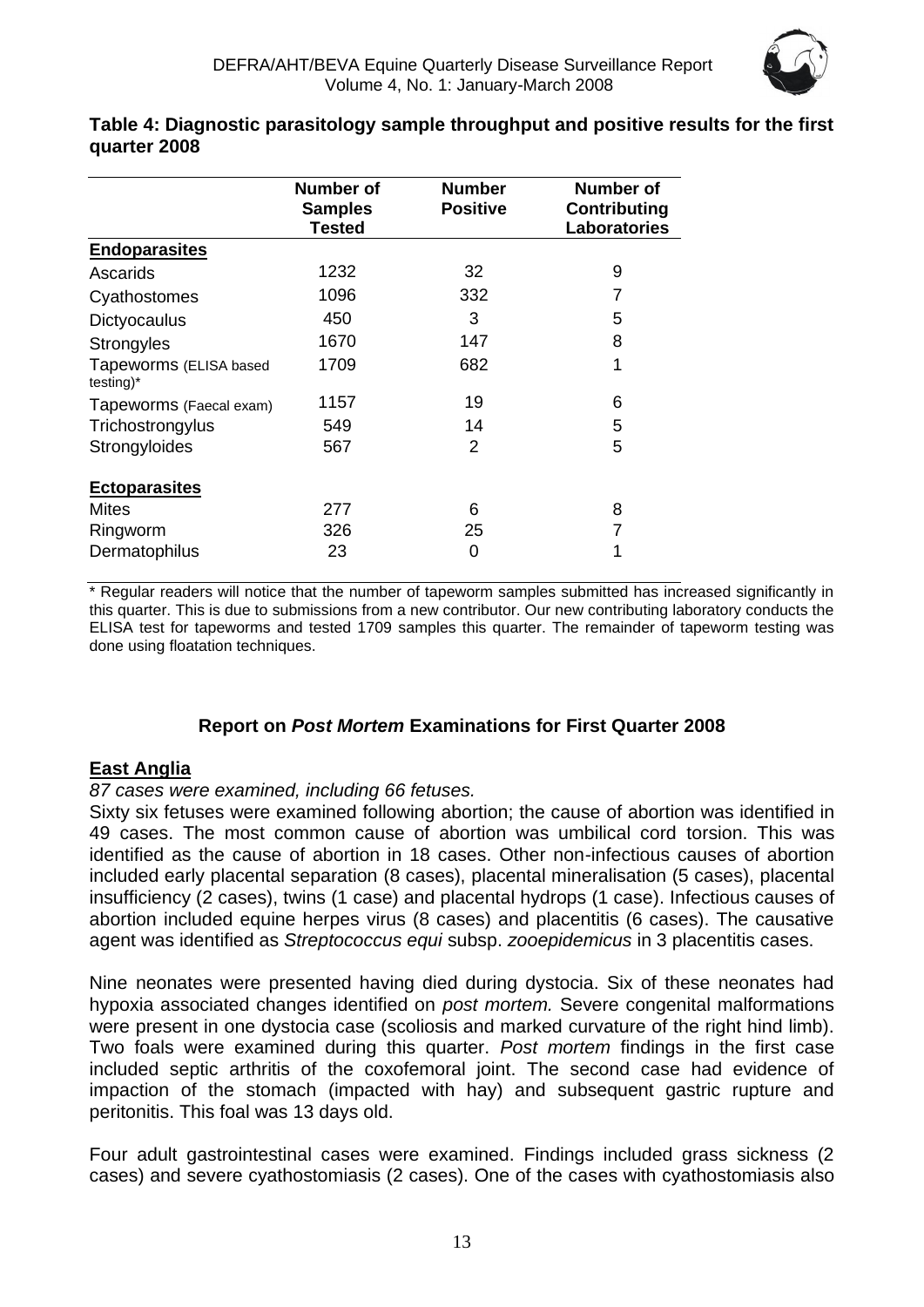**Table 4: Diagnostic parasitology sample throughput and positive results for the first quarter 2008**

| | Number of Samples Tested | Number Positive | Number of Contributing Laboratories |
|---|---|---|---|
| **Endoparasites** | | | |
| Ascarids | 1232 | 32 | 9 |
| Cyathostomes | 1096 | 332 | 7 |
| Dictyocaulus | 450 | 3 | 5 |
| Strongyles | 1670 | 147 | 8 |
| Tapeworms (ELISA based testing)* | 1709 | 682 | 1 |
| Tapeworms (Faecal exam) | 1157 | 19 | 6 |
| Trichostrongylus | 549 | 14 | 5 |
| Strongyloides | 567 | 2 | 5 |
| **Ectoparasites** | | | |
| Mites | 277 | 6 | 8 |
| Ringworm | 326 | 25 | 7 |
| Dermatophilus | 23 | 0 | 1 |

\* Regular readers will notice that the number of tapeworm samples submitted has increased significantly in this quarter. This is due to submissions from a new contributor. Our new contributing laboratory conducts the ELISA test for tapeworms and tested 1709 samples this quarter. The remainder of tapeworm testing was done using floatation techniques.

## Report on *Post Mortem* Examinations for First Quarter 2008

### East Anglia

*87 cases were examined, including 66 fetuses.*

Sixty six fetuses were examined following abortion; the cause of abortion was identified in 49 cases. The most common cause of abortion was umbilical cord torsion. This was identified as the cause of abortion in 18 cases. Other non-infectious causes of abortion included early placental separation (8 cases), placental mineralisation (5 cases), placental insufficiency (2 cases), twins (1 case) and placental hydrops (1 case). Infectious causes of abortion included equine herpes virus (8 cases) and placentitis (6 cases). The causative agent was identified as *Streptococcus equi* subsp. *zooepidemicus* in 3 placentitis cases.

Nine neonates were presented having died during dystocia. Six of these neonates had hypoxia associated changes identified on *post mortem.* Severe congenital malformations were present in one dystocia case (scoliosis and marked curvature of the right hind limb). Two foals were examined during this quarter. *Post mortem* findings in the first case included septic arthritis of the coxofemoral joint. The second case had evidence of impaction of the stomach (impacted with hay) and subsequent gastric rupture and peritonitis. This foal was 13 days old.

Four adult gastrointestinal cases were examined. Findings included grass sickness (2 cases) and severe cyathostomiasis (2 cases). One of the cases with cyathostomiasis also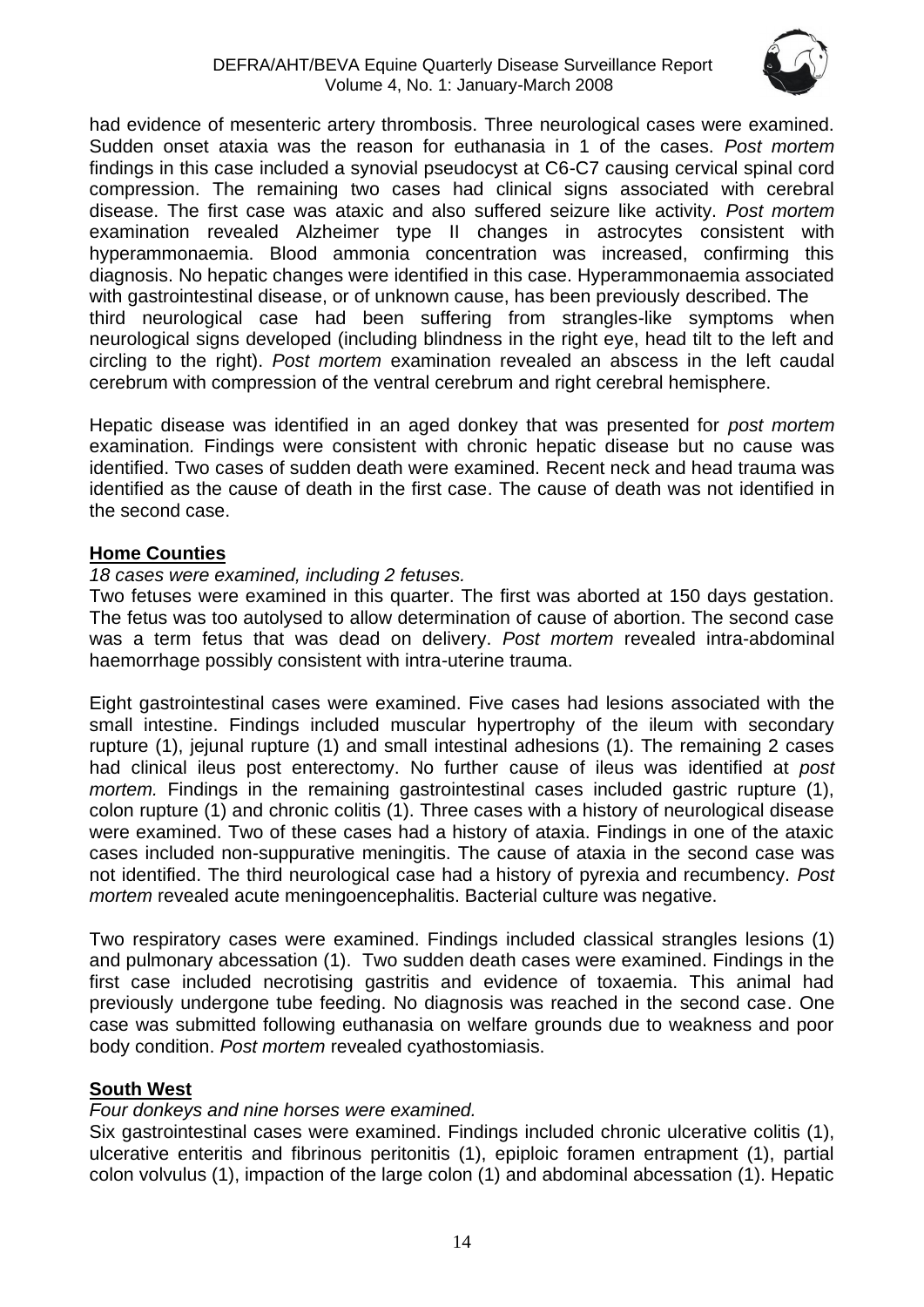had evidence of mesenteric artery thrombosis. Three neurological cases were examined. Sudden onset ataxia was the reason for euthanasia in 1 of the cases. *Post mortem* findings in this case included a synovial pseudocyst at C6-C7 causing cervical spinal cord compression. The remaining two cases had clinical signs associated with cerebral disease. The first case was ataxic and also suffered seizure like activity. *Post mortem* examination revealed Alzheimer type II changes in astrocytes consistent with hyperammonaemia. Blood ammonia concentration was increased, confirming this diagnosis. No hepatic changes were identified in this case. Hyperammonaemia associated with gastrointestinal disease, or of unknown cause, has been previously described. The third neurological case had been suffering from strangles-like symptoms when neurological signs developed (including blindness in the right eye, head tilt to the left and circling to the right). *Post mortem* examination revealed an abscess in the left caudal cerebrum with compression of the ventral cerebrum and right cerebral hemisphere.

Hepatic disease was identified in an aged donkey that was presented for *post mortem* examination. Findings were consistent with chronic hepatic disease but no cause was identified. Two cases of sudden death were examined. Recent neck and head trauma was identified as the cause of death in the first case. The cause of death was not identified in the second case.

## Home Counties

*18 cases were examined, including 2 fetuses.*

Two fetuses were examined in this quarter. The first was aborted at 150 days gestation. The fetus was too autolysed to allow determination of cause of abortion. The second case was a term fetus that was dead on delivery. *Post mortem* revealed intra-abdominal haemorrhage possibly consistent with intra-uterine trauma.

Eight gastrointestinal cases were examined. Five cases had lesions associated with the small intestine. Findings included muscular hypertrophy of the ileum with secondary rupture (1), jejunal rupture (1) and small intestinal adhesions (1). The remaining 2 cases had clinical ileus post enterectomy. No further cause of ileus was identified at *post mortem.* Findings in the remaining gastrointestinal cases included gastric rupture (1), colon rupture (1) and chronic colitis (1). Three cases with a history of neurological disease were examined. Two of these cases had a history of ataxia. Findings in one of the ataxic cases included non-suppurative meningitis. The cause of ataxia in the second case was not identified. The third neurological case had a history of pyrexia and recumbency. *Post mortem* revealed acute meningoencephalitis. Bacterial culture was negative.

Two respiratory cases were examined. Findings included classical strangles lesions (1) and pulmonary abcessation (1). Two sudden death cases were examined. Findings in the first case included necrotising gastritis and evidence of toxaemia. This animal had previously undergone tube feeding. No diagnosis was reached in the second case. One case was submitted following euthanasia on welfare grounds due to weakness and poor body condition. *Post mortem* revealed cyathostomiasis.

## South West

*Four donkeys and nine horses were examined.*

Six gastrointestinal cases were examined. Findings included chronic ulcerative colitis (1), ulcerative enteritis and fibrinous peritonitis (1), epiploic foramen entrapment (1), partial colon volvulus (1), impaction of the large colon (1) and abdominal abcessation (1). Hepatic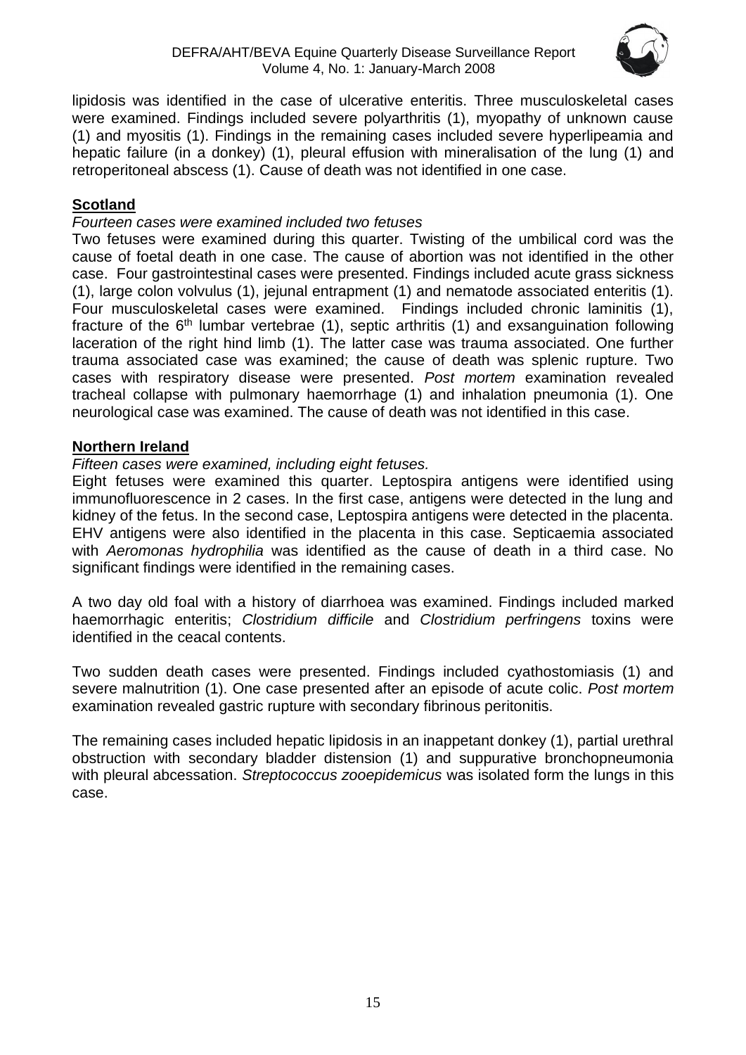lipidosis was identified in the case of ulcerative enteritis. Three musculoskeletal cases were examined. Findings included severe polyarthritis (1), myopathy of unknown cause (1) and myositis (1). Findings in the remaining cases included severe hyperlipeamia and hepatic failure (in a donkey) (1), pleural effusion with mineralisation of the lung (1) and retroperitoneal abscess (1). Cause of death was not identified in one case.

## **Scotland**

*Fourteen cases were examined included two fetuses*

Two fetuses were examined during this quarter. Twisting of the umbilical cord was the cause of foetal death in one case. The cause of abortion was not identified in the other case. Four gastrointestinal cases were presented. Findings included acute grass sickness (1), large colon volvulus (1), jejunal entrapment (1) and nematode associated enteritis (1). Four musculoskeletal cases were examined. Findings included chronic laminitis (1), fracture of the 6th lumbar vertebrae (1), septic arthritis (1) and exsanguination following laceration of the right hind limb (1). The latter case was trauma associated. One further trauma associated case was examined; the cause of death was splenic rupture. Two cases with respiratory disease were presented. *Post mortem* examination revealed tracheal collapse with pulmonary haemorrhage (1) and inhalation pneumonia (1). One neurological case was examined. The cause of death was not identified in this case.

## **Northern Ireland**

*Fifteen cases were examined, including eight fetuses.*

Eight fetuses were examined this quarter. Leptospira antigens were identified using immunofluorescence in 2 cases. In the first case, antigens were detected in the lung and kidney of the fetus. In the second case, Leptospira antigens were detected in the placenta. EHV antigens were also identified in the placenta in this case. Septicaemia associated with *Aeromonas hydrophilia* was identified as the cause of death in a third case. No significant findings were identified in the remaining cases.

A two day old foal with a history of diarrhoea was examined. Findings included marked haemorrhagic enteritis; *Clostridium difficile* and *Clostridium perfringens* toxins were identified in the ceacal contents.

Two sudden death cases were presented. Findings included cyathostomiasis (1) and severe malnutrition (1). One case presented after an episode of acute colic. *Post mortem* examination revealed gastric rupture with secondary fibrinous peritonitis.

The remaining cases included hepatic lipidosis in an inappetant donkey (1), partial urethral obstruction with secondary bladder distension (1) and suppurative bronchopneumonia with pleural abcessation. *Streptococcus zooepidemicus* was isolated form the lungs in this case.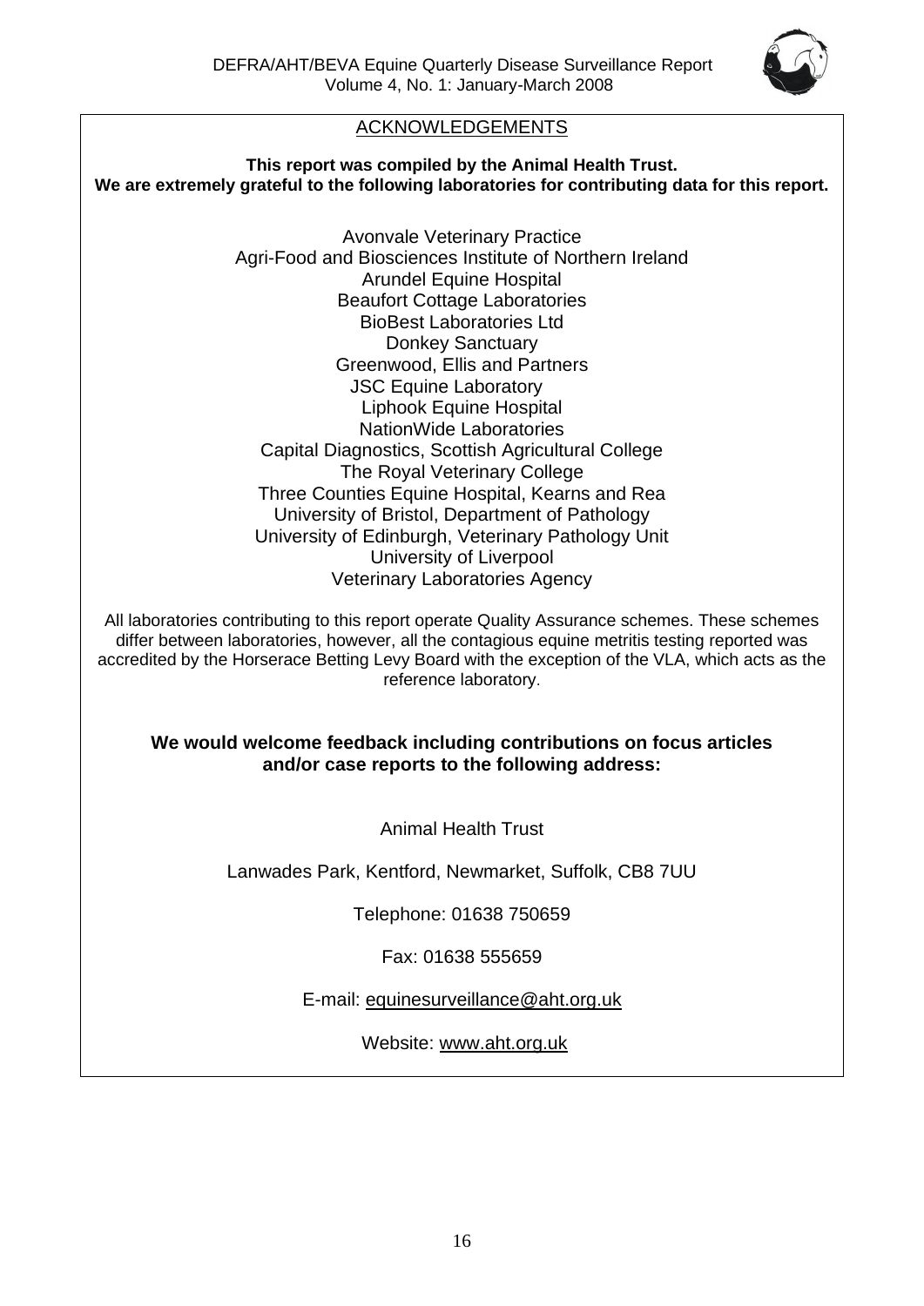## ACKNOWLEDGEMENTS

**This report was compiled by the Animal Health Trust.**
**We are extremely grateful to the following laboratories for contributing data for this report.**

Avonvale Veterinary Practice
Agri-Food and Biosciences Institute of Northern Ireland
Arundel Equine Hospital
Beaufort Cottage Laboratories
BioBest Laboratories Ltd
Donkey Sanctuary
Greenwood, Ellis and Partners
JSC Equine Laboratory
Liphook Equine Hospital
NationWide Laboratories
Capital Diagnostics, Scottish Agricultural College
The Royal Veterinary College
Three Counties Equine Hospital, Kearns and Rea
University of Bristol, Department of Pathology
University of Edinburgh, Veterinary Pathology Unit
University of Liverpool
Veterinary Laboratories Agency

All laboratories contributing to this report operate Quality Assurance schemes. These schemes differ between laboratories, however, all the contagious equine metritis testing reported was accredited by the Horserace Betting Levy Board with the exception of the VLA, which acts as the reference laboratory.

**We would welcome feedback including contributions on focus articles and/or case reports to the following address:**

Animal Health Trust

Lanwades Park, Kentford, Newmarket, Suffolk, CB8 7UU

Telephone: 01638 750659

Fax: 01638 555659

E-mail: equinesurveillance@aht.org.uk

Website: www.aht.org.uk